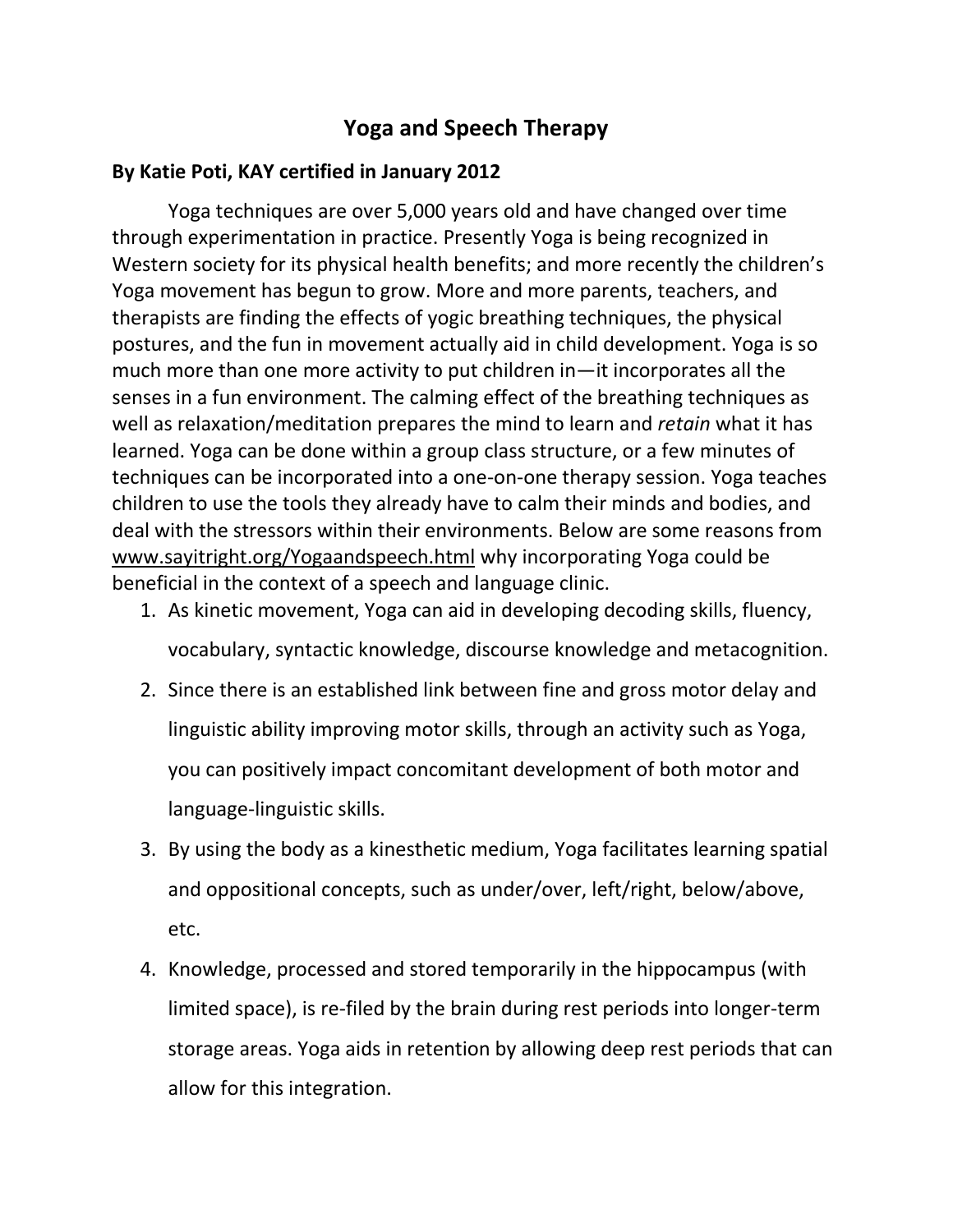# Yoga and Speech Therapy

**By Katie Poti, KAY certified in January 2012**

Yoga techniques are over 5,000 years old and have changed over time through experimentation in practice. Presently Yoga is being recognized in Western society for its physical health benefits; and more recently the children's Yoga movement has begun to grow. More and more parents, teachers, and therapists are finding the effects of yogic breathing techniques, the physical postures, and the fun in movement actually aid in child development. Yoga is so much more than one more activity to put children in—it incorporates all the senses in a fun environment. The calming effect of the breathing techniques as well as relaxation/meditation prepares the mind to learn and *retain* what it has learned. Yoga can be done within a group class structure, or a few minutes of techniques can be incorporated into a one-on-one therapy session. Yoga teaches children to use the tools they already have to calm their minds and bodies, and deal with the stressors within their environments. Below are some reasons from www.sayitright.org/Yogaandspeech.html why incorporating Yoga could be beneficial in the context of a speech and language clinic.

1. As kinetic movement, Yoga can aid in developing decoding skills, fluency, vocabulary, syntactic knowledge, discourse knowledge and metacognition.
2. Since there is an established link between fine and gross motor delay and linguistic ability improving motor skills, through an activity such as Yoga, you can positively impact concomitant development of both motor and language-linguistic skills.
3. By using the body as a kinesthetic medium, Yoga facilitates learning spatial and oppositional concepts, such as under/over, left/right, below/above, etc.
4. Knowledge, processed and stored temporarily in the hippocampus (with limited space), is re-filed by the brain during rest periods into longer-term storage areas. Yoga aids in retention by allowing deep rest periods that can allow for this integration.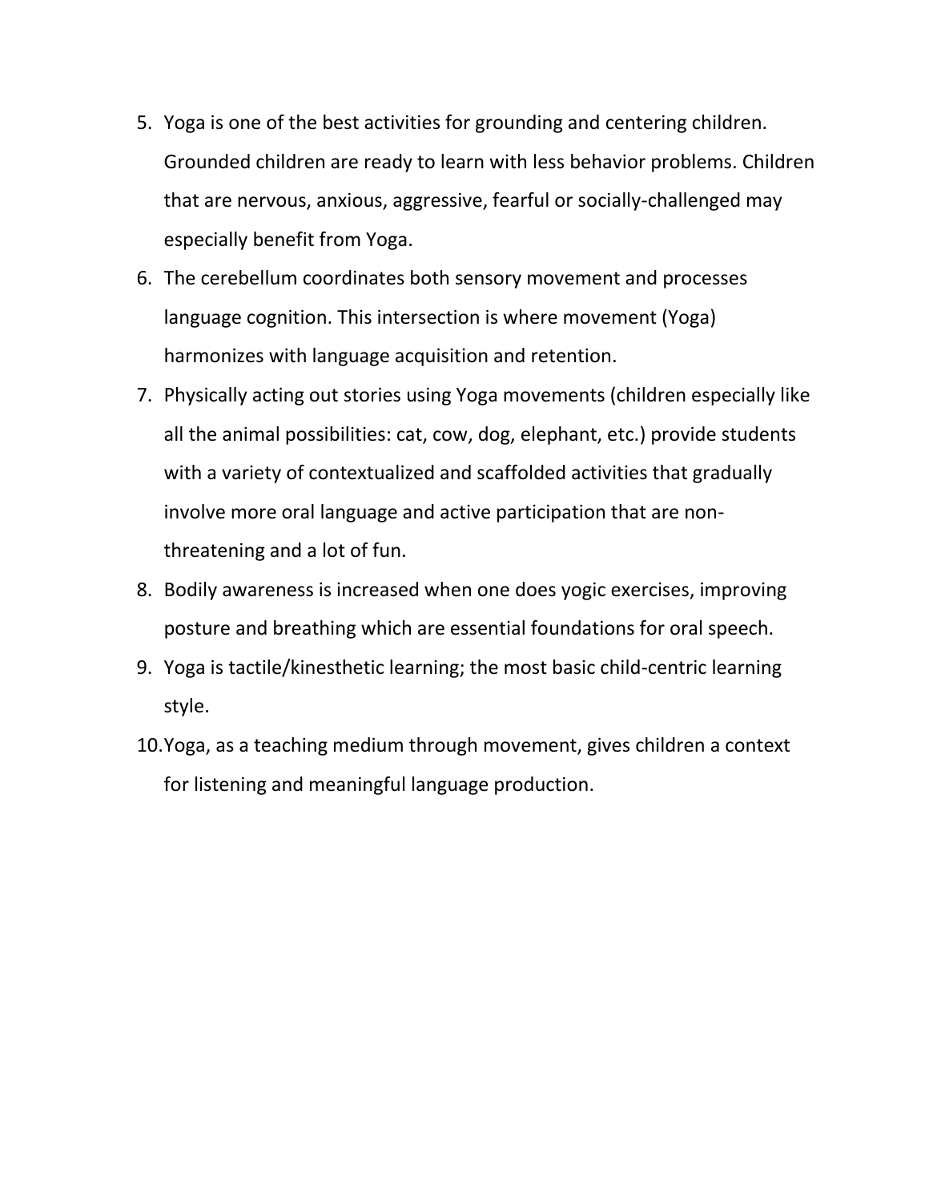5. Yoga is one of the best activities for grounding and centering children. Grounded children are ready to learn with less behavior problems. Children that are nervous, anxious, aggressive, fearful or socially-challenged may especially benefit from Yoga.
6. The cerebellum coordinates both sensory movement and processes language cognition. This intersection is where movement (Yoga) harmonizes with language acquisition and retention.
7. Physically acting out stories using Yoga movements (children especially like all the animal possibilities: cat, cow, dog, elephant, etc.) provide students with a variety of contextualized and scaffolded activities that gradually involve more oral language and active participation that are non-threatening and a lot of fun.
8. Bodily awareness is increased when one does yogic exercises, improving posture and breathing which are essential foundations for oral speech.
9. Yoga is tactile/kinesthetic learning; the most basic child-centric learning style.
10. Yoga, as a teaching medium through movement, gives children a context for listening and meaningful language production.